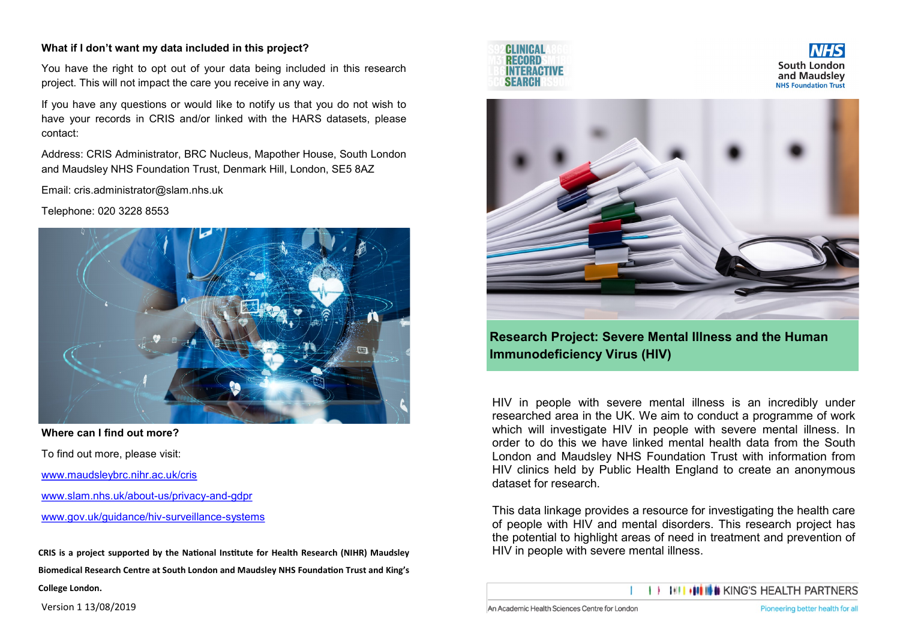## What if I don't want my data included in this project?

You have the right to opt out of your data being included in this research project. This will not impact the care you receive in any way.

If you have any questions or would like to notify us that you do not wish to have your records in CRIS and/or linked with the HARS datasets, please contact:

Address: CRIS Administrator, BRC Nucleus, Mapother House, South London and Maudsley NHS Foundation Trust, Denmark Hill, London, SE5 8AZ

Email: cris.administrator@slam.nhs.uk

Telephone: 020 3228 8553

## Where can I find out more?

To find out more, please visit:

www.maudsleybrc.nihr.ac.uk/cris

www.slam.nhs.uk/about-us/privacy-and-gdpr

www.gov.uk/guidance/hiv-surveillance-systems

**CRIS is a project supported by the National Institute for Health Research (NIHR) Maudsley Biomedical Research Centre at South London and Maudsley NHS Foundation Trust and King's College London.**

Version 1 13/08/2019

CLINICAL RECORD INTERACTIVE SEARCH

NHS South London and Maudsley NHS Foundation Trust

## Research Project: Severe Mental Illness and the Human Immunodeficiency Virus (HIV)

HIV in people with severe mental illness is an incredibly under researched area in the UK. We aim to conduct a programme of work which will investigate HIV in people with severe mental illness. In order to do this we have linked mental health data from the South London and Maudsley NHS Foundation Trust with information from HIV clinics held by Public Health England to create an anonymous dataset for research.

This data linkage provides a resource for investigating the health care of people with HIV and mental disorders. This research project has the potential to highlight areas of need in treatment and prevention of HIV in people with severe mental illness.

KING'S HEALTH PARTNERS

An Academic Health Sciences Centre for London — Pioneering better health for all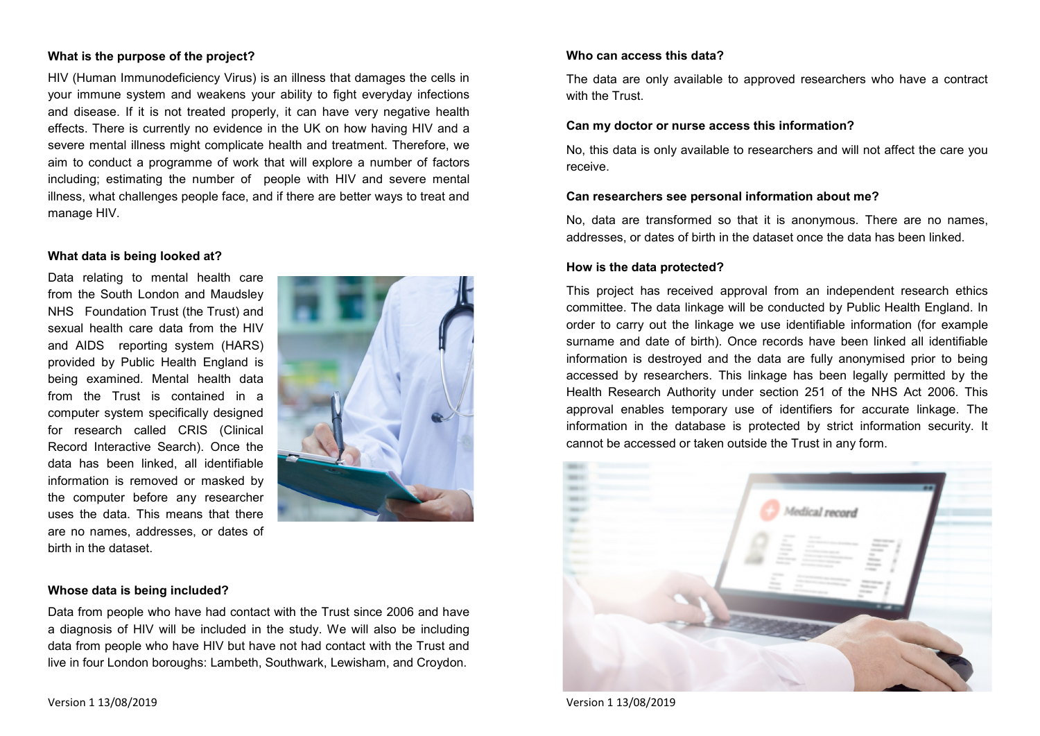### What is the purpose of the project?

HIV (Human Immunodeficiency Virus) is an illness that damages the cells in your immune system and weakens your ability to fight everyday infections and disease. If it is not treated properly, it can have very negative health effects. There is currently no evidence in the UK on how having HIV and a severe mental illness might complicate health and treatment. Therefore, we aim to conduct a programme of work that will explore a number of factors including; estimating the number of people with HIV and severe mental illness, what challenges people face, and if there are better ways to treat and manage HIV.

### What data is being looked at?

Data relating to mental health care from the South London and Maudsley NHS Foundation Trust (the Trust) and sexual health care data from the HIV and AIDS reporting system (HARS) provided by Public Health England is being examined. Mental health data from the Trust is contained in a computer system specifically designed for research called CRIS (Clinical Record Interactive Search). Once the data has been linked, all identifiable information is removed or masked by the computer before any researcher uses the data. This means that there are no names, addresses, or dates of birth in the dataset.

### Whose data is being included?

Data from people who have had contact with the Trust since 2006 and have a diagnosis of HIV will be included in the study. We will also be including data from people who have HIV but have not had contact with the Trust and live in four London boroughs: Lambeth, Southwark, Lewisham, and Croydon.

### Who can access this data?

The data are only available to approved researchers who have a contract with the Trust.

### Can my doctor or nurse access this information?

No, this data is only available to researchers and will not affect the care you receive.

### Can researchers see personal information about me?

No, data are transformed so that it is anonymous. There are no names, addresses, or dates of birth in the dataset once the data has been linked.

### How is the data protected?

This project has received approval from an independent research ethics committee. The data linkage will be conducted by Public Health England. In order to carry out the linkage we use identifiable information (for example surname and date of birth). Once records have been linked all identifiable information is destroyed and the data are fully anonymised prior to being accessed by researchers. This linkage has been legally permitted by the Health Research Authority under section 251 of the NHS Act 2006. This approval enables temporary use of identifiers for accurate linkage. The information in the database is protected by strict information security. It cannot be accessed or taken outside the Trust in any form.

Version 1 13/08/2019